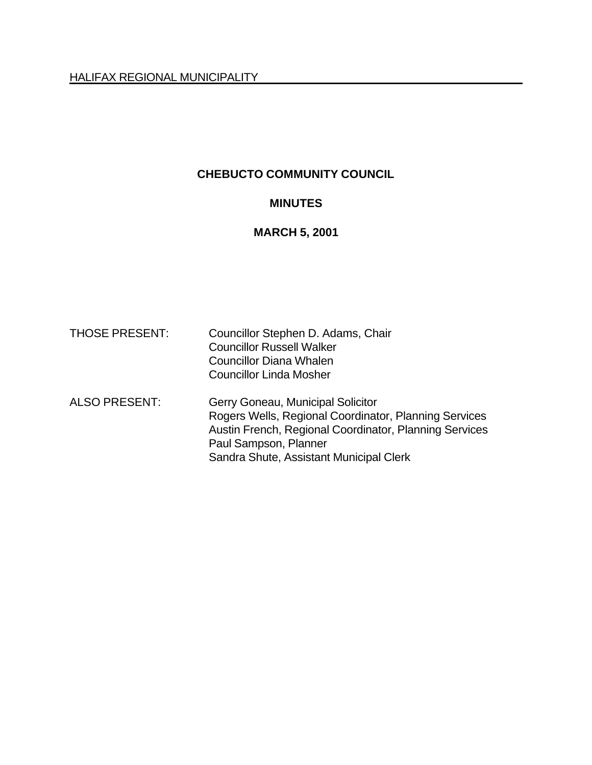HALIFAX REGIONAL MUNICIPALITY

# CHEBUCTO COMMUNITY COUNCIL

## MINUTES

## MARCH 5, 2001

THOSE PRESENT: Councillor Stephen D. Adams, Chair
Councillor Russell Walker
Councillor Diana Whalen
Councillor Linda Mosher

ALSO PRESENT: Gerry Goneau, Municipal Solicitor
Rogers Wells, Regional Coordinator, Planning Services
Austin French, Regional Coordinator, Planning Services
Paul Sampson, Planner
Sandra Shute, Assistant Municipal Clerk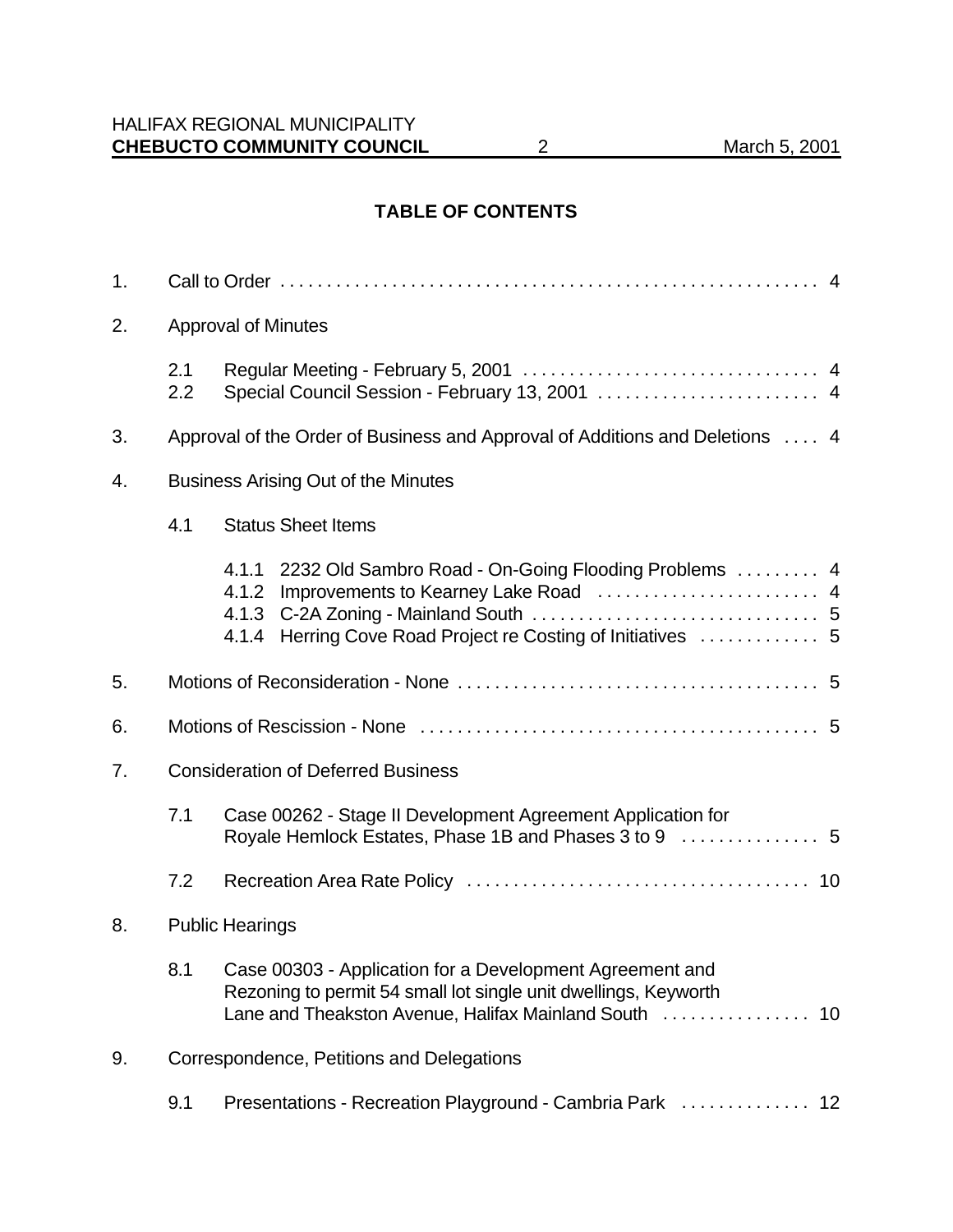## TABLE OF CONTENTS

1. Call to Order . . . . . . . . . . . . . . . . . . . . . . . . . . . . . . . . . . . . . . . . . . . . . . . . . . . . . . . . . . 4

2. Approval of Minutes

   2.1 Regular Meeting - February 5, 2001 . . . . . . . . . . . . . . . . . . . . . . . . . . . . . . . . 4
   2.2 Special Council Session - February 13, 2001 . . . . . . . . . . . . . . . . . . . . . . . . 4

3. Approval of the Order of Business and Approval of Additions and Deletions . . . . 4

4. Business Arising Out of the Minutes

   4.1 Status Sheet Items

      4.1.1 2232 Old Sambro Road - On-Going Flooding Problems . . . . . . . . . 4
      4.1.2 Improvements to Kearney Lake Road . . . . . . . . . . . . . . . . . . . . . . . . 4
      4.1.3 C-2A Zoning - Mainland South . . . . . . . . . . . . . . . . . . . . . . . . . . . . . . 5
      4.1.4 Herring Cove Road Project re Costing of Initiatives . . . . . . . . . . . . . 5

5. Motions of Reconsideration - None . . . . . . . . . . . . . . . . . . . . . . . . . . . . . . . . . . . . . . 5

6. Motions of Rescission - None . . . . . . . . . . . . . . . . . . . . . . . . . . . . . . . . . . . . . . . . . . 5

7. Consideration of Deferred Business

   7.1 Case 00262 - Stage II Development Agreement Application for Royale Hemlock Estates, Phase 1B and Phases 3 to 9 . . . . . . . . . . . . . . . 5

   7.2 Recreation Area Rate Policy . . . . . . . . . . . . . . . . . . . . . . . . . . . . . . . . . . . . . 10

8. Public Hearings

   8.1 Case 00303 - Application for a Development Agreement and Rezoning to permit 54 small lot single unit dwellings, Keyworth Lane and Theakston Avenue, Halifax Mainland South . . . . . . . . . . . . . . . . 10

9. Correspondence, Petitions and Delegations

   9.1 Presentations - Recreation Playground - Cambria Park . . . . . . . . . . . . . . 12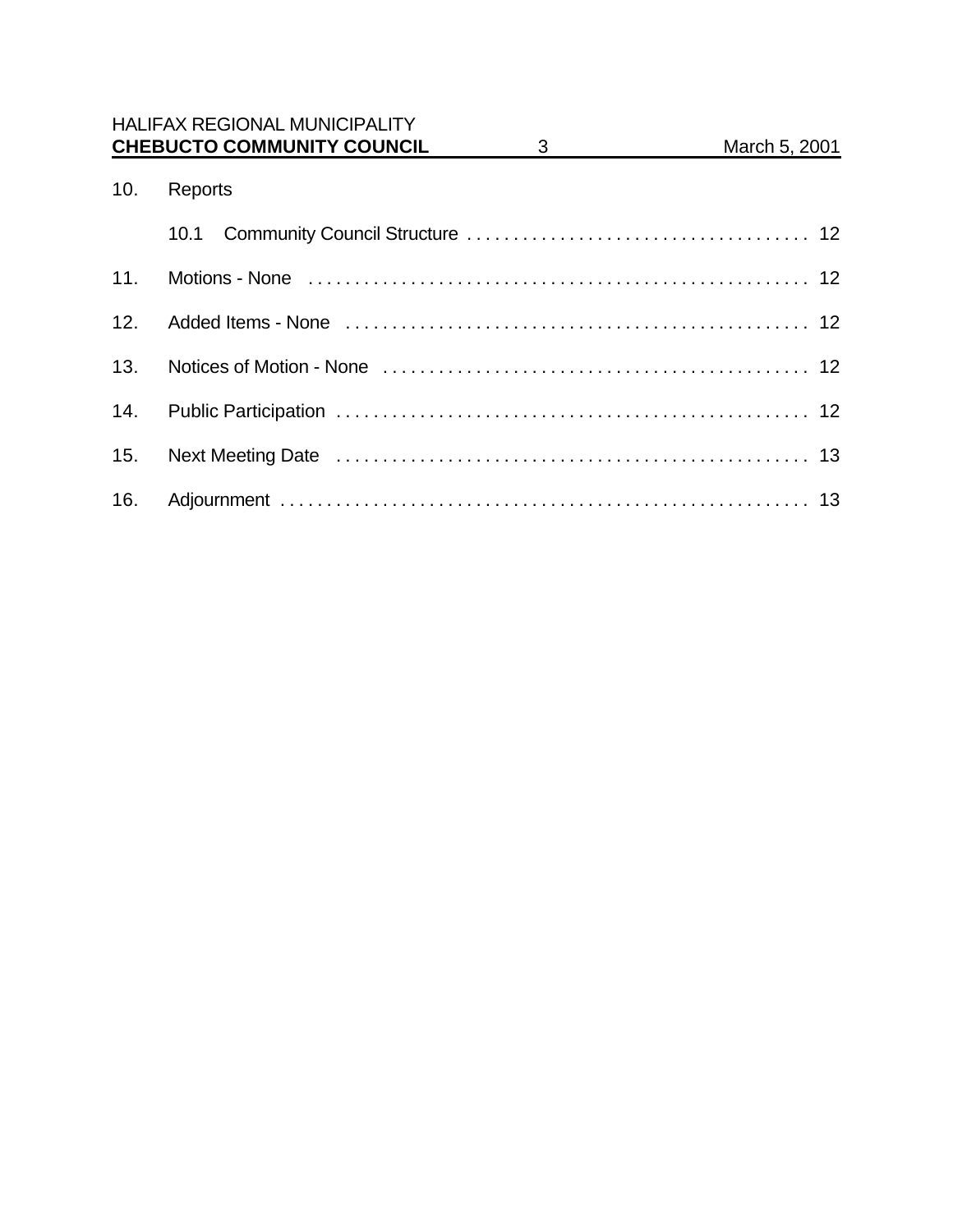10. Reports

    10.1 Community Council Structure . . . . . . . . . . . . . . . . . . . . . . . . . . . . . . . . . . . . . 12

11. Motions - None . . . . . . . . . . . . . . . . . . . . . . . . . . . . . . . . . . . . . . . . . . . . . . . . . . . . . . 12

12. Added Items - None . . . . . . . . . . . . . . . . . . . . . . . . . . . . . . . . . . . . . . . . . . . . . . . . . . 12

13. Notices of Motion - None . . . . . . . . . . . . . . . . . . . . . . . . . . . . . . . . . . . . . . . . . . . . . . 12

14. Public Participation . . . . . . . . . . . . . . . . . . . . . . . . . . . . . . . . . . . . . . . . . . . . . . . . . . . 12

15. Next Meeting Date . . . . . . . . . . . . . . . . . . . . . . . . . . . . . . . . . . . . . . . . . . . . . . . . . . . 13

16. Adjournment . . . . . . . . . . . . . . . . . . . . . . . . . . . . . . . . . . . . . . . . . . . . . . . . . . . . . . . . . 13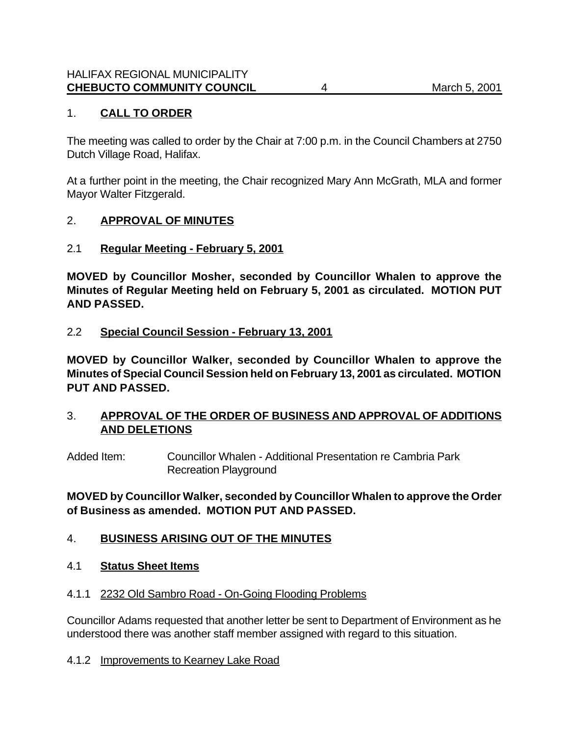## 1. **CALL TO ORDER**

The meeting was called to order by the Chair at 7:00 p.m. in the Council Chambers at 2750 Dutch Village Road, Halifax.

At a further point in the meeting, the Chair recognized Mary Ann McGrath, MLA and former Mayor Walter Fitzgerald.

## 2. **APPROVAL OF MINUTES**

### 2.1 **Regular Meeting - February 5, 2001**

**MOVED by Councillor Mosher, seconded by Councillor Whalen to approve the Minutes of Regular Meeting held on February 5, 2001 as circulated. MOTION PUT AND PASSED.**

### 2.2 **Special Council Session - February 13, 2001**

**MOVED by Councillor Walker, seconded by Councillor Whalen to approve the Minutes of Special Council Session held on February 13, 2001 as circulated. MOTION PUT AND PASSED.**

## 3. **APPROVAL OF THE ORDER OF BUSINESS AND APPROVAL OF ADDITIONS AND DELETIONS**

Added Item: Councillor Whalen - Additional Presentation re Cambria Park Recreation Playground

**MOVED by Councillor Walker, seconded by Councillor Whalen to approve the Order of Business as amended. MOTION PUT AND PASSED.**

## 4. **BUSINESS ARISING OUT OF THE MINUTES**

### 4.1 **Status Sheet Items**

#### 4.1.1 2232 Old Sambro Road - On-Going Flooding Problems

Councillor Adams requested that another letter be sent to Department of Environment as he understood there was another staff member assigned with regard to this situation.

#### 4.1.2 Improvements to Kearney Lake Road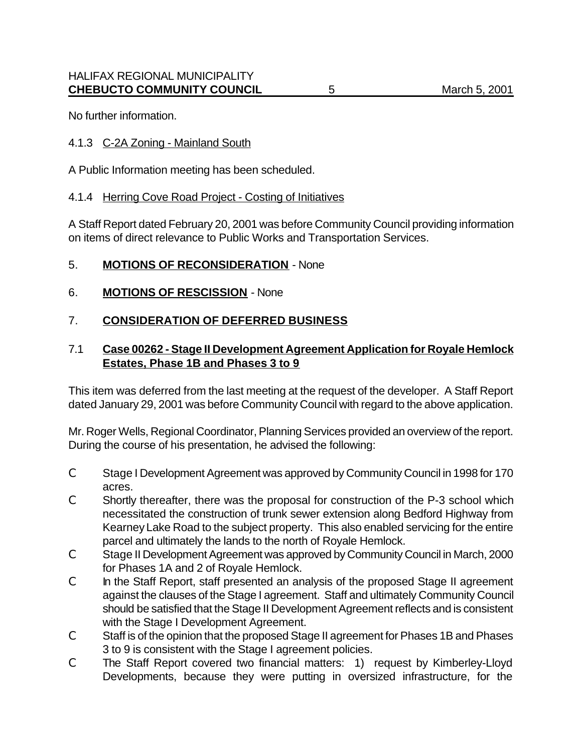No further information.

4.1.3 C-2A Zoning - Mainland South

A Public Information meeting has been scheduled.

4.1.4 Herring Cove Road Project - Costing of Initiatives

A Staff Report dated February 20, 2001 was before Community Council providing information on items of direct relevance to Public Works and Transportation Services.

5. **MOTIONS OF RECONSIDERATION** - None

6. **MOTIONS OF RESCISSION** - None

7. **CONSIDERATION OF DEFERRED BUSINESS**

7.1 **Case 00262 - Stage II Development Agreement Application for Royale Hemlock Estates, Phase 1B and Phases 3 to 9**

This item was deferred from the last meeting at the request of the developer. A Staff Report dated January 29, 2001 was before Community Council with regard to the above application.

Mr. Roger Wells, Regional Coordinator, Planning Services provided an overview of the report. During the course of his presentation, he advised the following:

- Stage I Development Agreement was approved by Community Council in 1998 for 170 acres.
- Shortly thereafter, there was the proposal for construction of the P-3 school which necessitated the construction of trunk sewer extension along Bedford Highway from Kearney Lake Road to the subject property. This also enabled servicing for the entire parcel and ultimately the lands to the north of Royale Hemlock.
- Stage II Development Agreement was approved by Community Council in March, 2000 for Phases 1A and 2 of Royale Hemlock.
- In the Staff Report, staff presented an analysis of the proposed Stage II agreement against the clauses of the Stage I agreement. Staff and ultimately Community Council should be satisfied that the Stage II Development Agreement reflects and is consistent with the Stage I Development Agreement.
- Staff is of the opinion that the proposed Stage II agreement for Phases 1B and Phases 3 to 9 is consistent with the Stage I agreement policies.
- The Staff Report covered two financial matters: 1) request by Kimberley-Lloyd Developments, because they were putting in oversized infrastructure, for the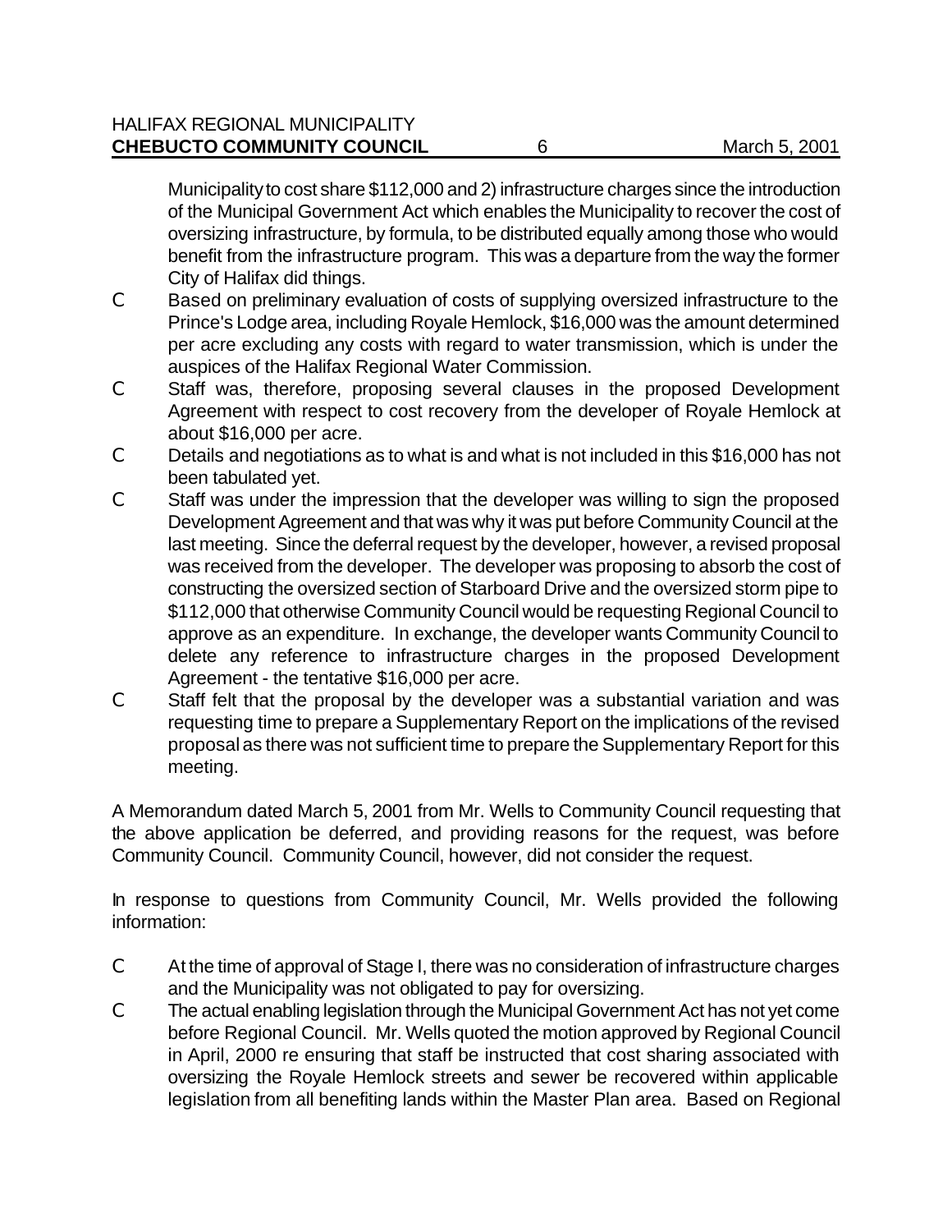Municipality to cost share $112,000 and 2) infrastructure charges since the introduction of the Municipal Government Act which enables the Municipality to recover the cost of oversizing infrastructure, by formula, to be distributed equally among those who would benefit from the infrastructure program. This was a departure from the way the former City of Halifax did things.

- Based on preliminary evaluation of costs of supplying oversized infrastructure to the Prince's Lodge area, including Royale Hemlock, $16,000 was the amount determined per acre excluding any costs with regard to water transmission, which is under the auspices of the Halifax Regional Water Commission.
- Staff was, therefore, proposing several clauses in the proposed Development Agreement with respect to cost recovery from the developer of Royale Hemlock at about $16,000 per acre.
- Details and negotiations as to what is and what is not included in this $16,000 has not been tabulated yet.
- Staff was under the impression that the developer was willing to sign the proposed Development Agreement and that was why it was put before Community Council at the last meeting. Since the deferral request by the developer, however, a revised proposal was received from the developer. The developer was proposing to absorb the cost of constructing the oversized section of Starboard Drive and the oversized storm pipe to $112,000 that otherwise Community Council would be requesting Regional Council to approve as an expenditure. In exchange, the developer wants Community Council to delete any reference to infrastructure charges in the proposed Development Agreement - the tentative $16,000 per acre.
- Staff felt that the proposal by the developer was a substantial variation and was requesting time to prepare a Supplementary Report on the implications of the revised proposal as there was not sufficient time to prepare the Supplementary Report for this meeting.

A Memorandum dated March 5, 2001 from Mr. Wells to Community Council requesting that the above application be deferred, and providing reasons for the request, was before Community Council. Community Council, however, did not consider the request.

In response to questions from Community Council, Mr. Wells provided the following information:

- At the time of approval of Stage I, there was no consideration of infrastructure charges and the Municipality was not obligated to pay for oversizing.
- The actual enabling legislation through the Municipal Government Act has not yet come before Regional Council. Mr. Wells quoted the motion approved by Regional Council in April, 2000 re ensuring that staff be instructed that cost sharing associated with oversizing the Royale Hemlock streets and sewer be recovered within applicable legislation from all benefiting lands within the Master Plan area. Based on Regional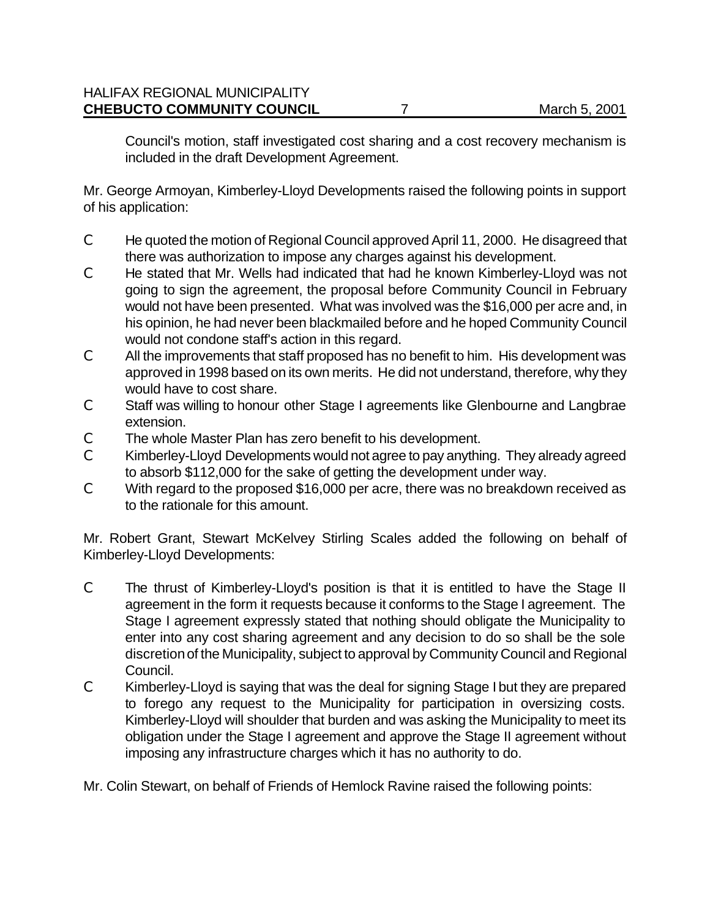Council's motion, staff investigated cost sharing and a cost recovery mechanism is included in the draft Development Agreement.

Mr. George Armoyan, Kimberley-Lloyd Developments raised the following points in support of his application:

- He quoted the motion of Regional Council approved April 11, 2000. He disagreed that there was authorization to impose any charges against his development.
- He stated that Mr. Wells had indicated that had he known Kimberley-Lloyd was not going to sign the agreement, the proposal before Community Council in February would not have been presented. What was involved was the $16,000 per acre and, in his opinion, he had never been blackmailed before and he hoped Community Council would not condone staff's action in this regard.
- All the improvements that staff proposed has no benefit to him. His development was approved in 1998 based on its own merits. He did not understand, therefore, why they would have to cost share.
- Staff was willing to honour other Stage I agreements like Glenbourne and Langbrae extension.
- The whole Master Plan has zero benefit to his development.
- Kimberley-Lloyd Developments would not agree to pay anything. They already agreed to absorb $112,000 for the sake of getting the development under way.
- With regard to the proposed $16,000 per acre, there was no breakdown received as to the rationale for this amount.

Mr. Robert Grant, Stewart McKelvey Stirling Scales added the following on behalf of Kimberley-Lloyd Developments:

- The thrust of Kimberley-Lloyd's position is that it is entitled to have the Stage II agreement in the form it requests because it conforms to the Stage I agreement. The Stage I agreement expressly stated that nothing should obligate the Municipality to enter into any cost sharing agreement and any decision to do so shall be the sole discretion of the Municipality, subject to approval by Community Council and Regional Council.
- Kimberley-Lloyd is saying that was the deal for signing Stage I but they are prepared to forego any request to the Municipality for participation in oversizing costs. Kimberley-Lloyd will shoulder that burden and was asking the Municipality to meet its obligation under the Stage I agreement and approve the Stage II agreement without imposing any infrastructure charges which it has no authority to do.

Mr. Colin Stewart, on behalf of Friends of Hemlock Ravine raised the following points: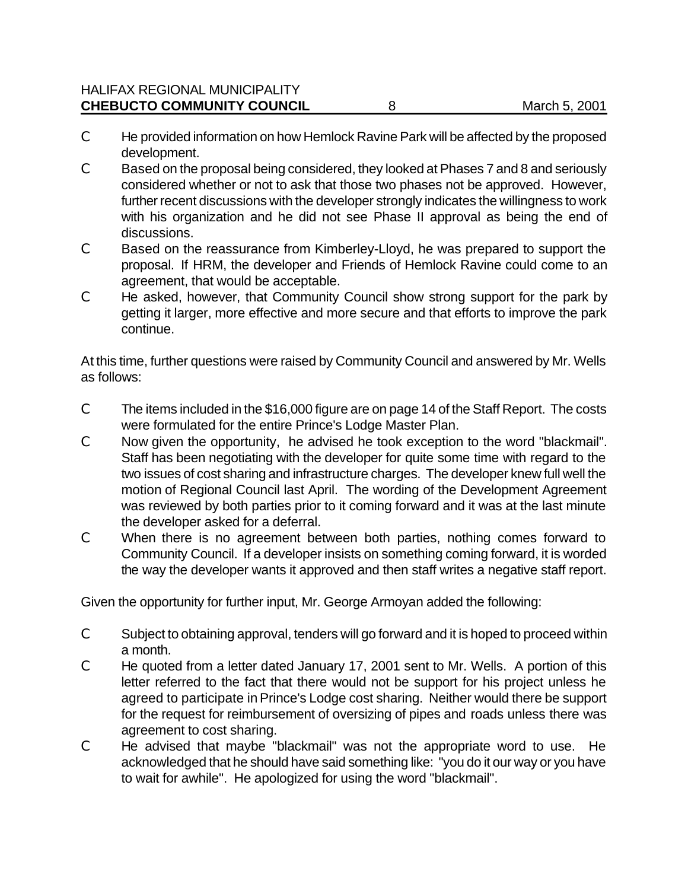- He provided information on how Hemlock Ravine Park will be affected by the proposed development.
- Based on the proposal being considered, they looked at Phases 7 and 8 and seriously considered whether or not to ask that those two phases not be approved. However, further recent discussions with the developer strongly indicates the willingness to work with his organization and he did not see Phase II approval as being the end of discussions.
- Based on the reassurance from Kimberley-Lloyd, he was prepared to support the proposal. If HRM, the developer and Friends of Hemlock Ravine could come to an agreement, that would be acceptable.
- He asked, however, that Community Council show strong support for the park by getting it larger, more effective and more secure and that efforts to improve the park continue.

At this time, further questions were raised by Community Council and answered by Mr. Wells as follows:

- The items included in the $16,000 figure are on page 14 of the Staff Report. The costs were formulated for the entire Prince's Lodge Master Plan.
- Now given the opportunity, he advised he took exception to the word "blackmail". Staff has been negotiating with the developer for quite some time with regard to the two issues of cost sharing and infrastructure charges. The developer knew full well the motion of Regional Council last April. The wording of the Development Agreement was reviewed by both parties prior to it coming forward and it was at the last minute the developer asked for a deferral.
- When there is no agreement between both parties, nothing comes forward to Community Council. If a developer insists on something coming forward, it is worded the way the developer wants it approved and then staff writes a negative staff report.

Given the opportunity for further input, Mr. George Armoyan added the following:

- Subject to obtaining approval, tenders will go forward and it is hoped to proceed within a month.
- He quoted from a letter dated January 17, 2001 sent to Mr. Wells. A portion of this letter referred to the fact that there would not be support for his project unless he agreed to participate in Prince's Lodge cost sharing. Neither would there be support for the request for reimbursement of oversizing of pipes and roads unless there was agreement to cost sharing.
- He advised that maybe "blackmail" was not the appropriate word to use. He acknowledged that he should have said something like: "you do it our way or you have to wait for awhile". He apologized for using the word "blackmail".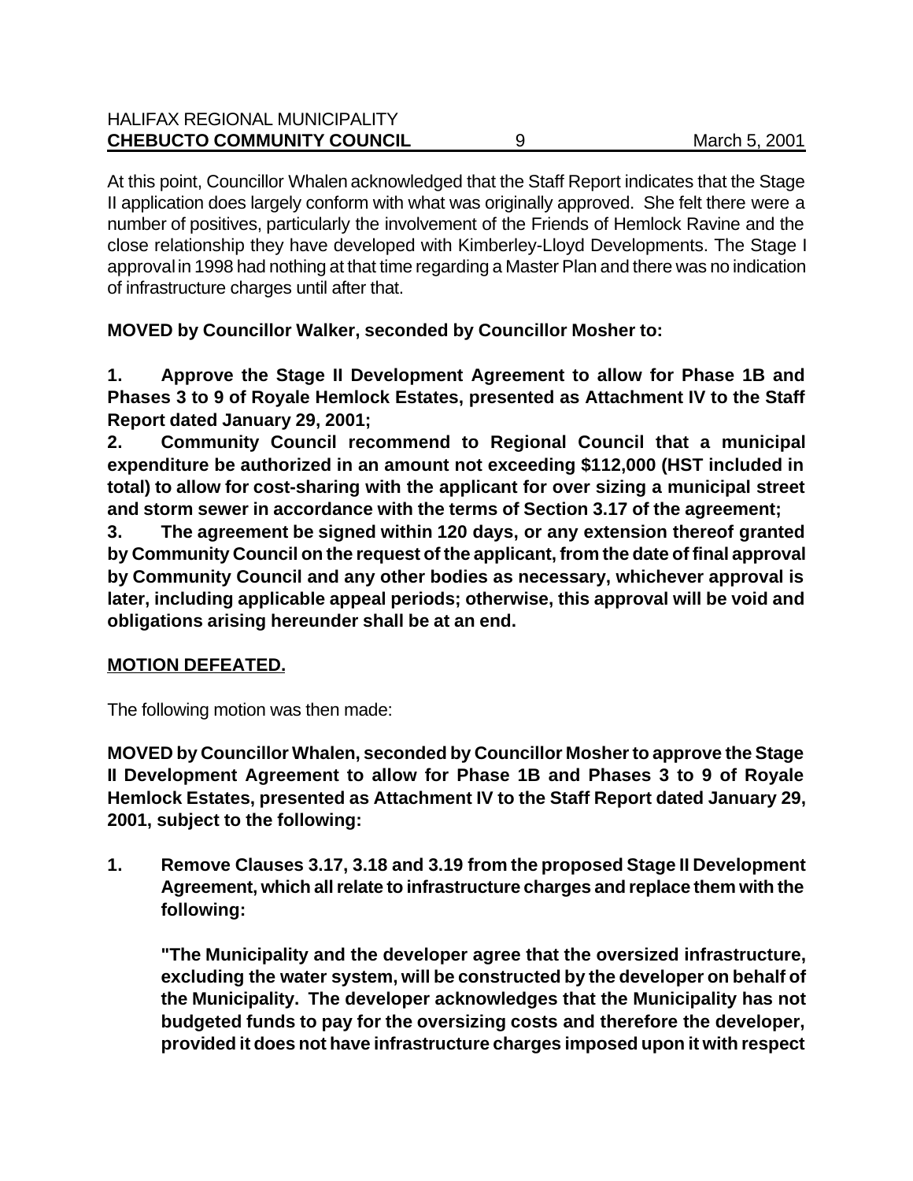At this point, Councillor Whalen acknowledged that the Staff Report indicates that the Stage II application does largely conform with what was originally approved. She felt there were a number of positives, particularly the involvement of the Friends of Hemlock Ravine and the close relationship they have developed with Kimberley-Lloyd Developments. The Stage I approval in 1998 had nothing at that time regarding a Master Plan and there was no indication of infrastructure charges until after that.

**MOVED by Councillor Walker, seconded by Councillor Mosher to:**

**1. Approve the Stage II Development Agreement to allow for Phase 1B and Phases 3 to 9 of Royale Hemlock Estates, presented as Attachment IV to the Staff Report dated January 29, 2001;**

**2. Community Council recommend to Regional Council that a municipal expenditure be authorized in an amount not exceeding $112,000 (HST included in total) to allow for cost-sharing with the applicant for over sizing a municipal street and storm sewer in accordance with the terms of Section 3.17 of the agreement;**

**3. The agreement be signed within 120 days, or any extension thereof granted by Community Council on the request of the applicant, from the date of final approval by Community Council and any other bodies as necessary, whichever approval is later, including applicable appeal periods; otherwise, this approval will be void and obligations arising hereunder shall be at an end.**

**MOTION DEFEATED.**

The following motion was then made:

**MOVED by Councillor Whalen, seconded by Councillor Mosher to approve the Stage II Development Agreement to allow for Phase 1B and Phases 3 to 9 of Royale Hemlock Estates, presented as Attachment IV to the Staff Report dated January 29, 2001, subject to the following:**

1. **Remove Clauses 3.17, 3.18 and 3.19 from the proposed Stage II Development Agreement, which all relate to infrastructure charges and replace them with the following:**

   **"The Municipality and the developer agree that the oversized infrastructure, excluding the water system, will be constructed by the developer on behalf of the Municipality. The developer acknowledges that the Municipality has not budgeted funds to pay for the oversizing costs and therefore the developer, provided it does not have infrastructure charges imposed upon it with respect**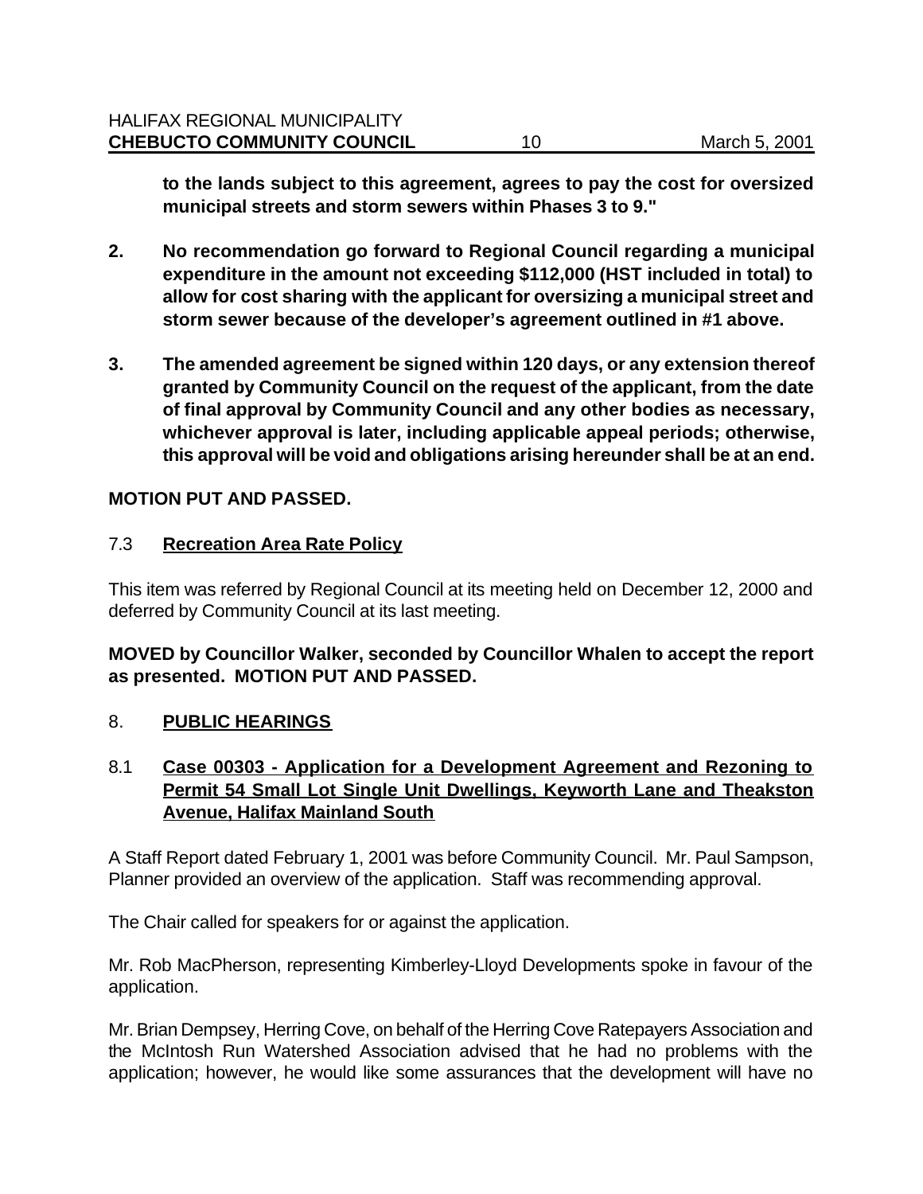**to the lands subject to this agreement, agrees to pay the cost for oversized municipal streets and storm sewers within Phases 3 to 9."**

2. **No recommendation go forward to Regional Council regarding a municipal expenditure in the amount not exceeding $112,000 (HST included in total) to allow for cost sharing with the applicant for oversizing a municipal street and storm sewer because of the developer's agreement outlined in #1 above.**

3. **The amended agreement be signed within 120 days, or any extension thereof granted by Community Council on the request of the applicant, from the date of final approval by Community Council and any other bodies as necessary, whichever approval is later, including applicable appeal periods; otherwise, this approval will be void and obligations arising hereunder shall be at an end.**

**MOTION PUT AND PASSED.**

7.3 **Recreation Area Rate Policy**

This item was referred by Regional Council at its meeting held on December 12, 2000 and deferred by Community Council at its last meeting.

**MOVED by Councillor Walker, seconded by Councillor Whalen to accept the report as presented. MOTION PUT AND PASSED.**

8. **PUBLIC HEARINGS**

8.1 **Case 00303 - Application for a Development Agreement and Rezoning to Permit 54 Small Lot Single Unit Dwellings, Keyworth Lane and Theakston Avenue, Halifax Mainland South**

A Staff Report dated February 1, 2001 was before Community Council. Mr. Paul Sampson, Planner provided an overview of the application. Staff was recommending approval.

The Chair called for speakers for or against the application.

Mr. Rob MacPherson, representing Kimberley-Lloyd Developments spoke in favour of the application.

Mr. Brian Dempsey, Herring Cove, on behalf of the Herring Cove Ratepayers Association and the McIntosh Run Watershed Association advised that he had no problems with the application; however, he would like some assurances that the development will have no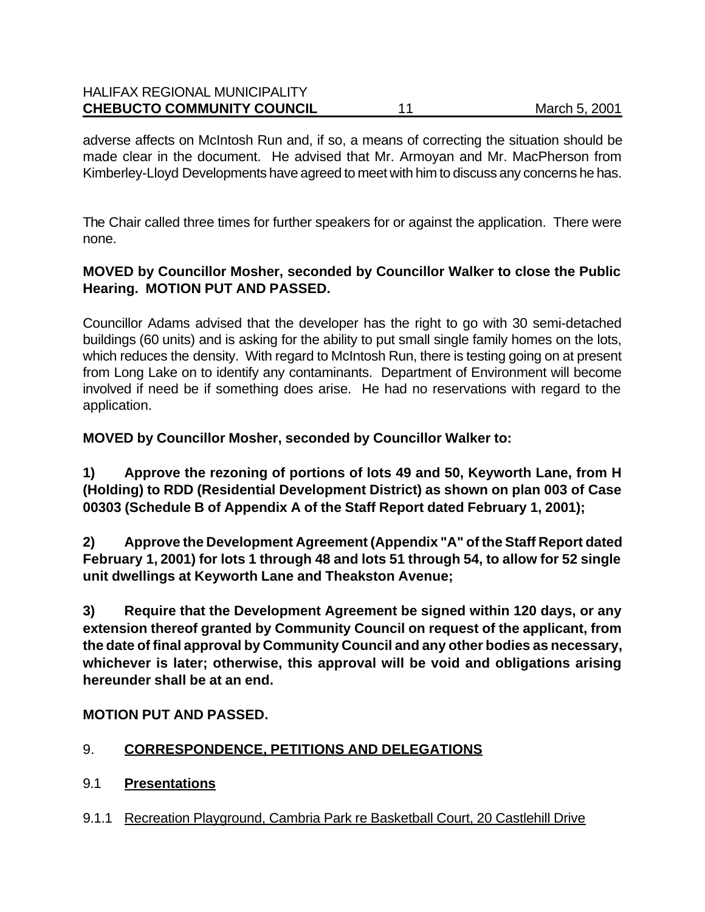adverse affects on McIntosh Run and, if so, a means of correcting the situation should be made clear in the document. He advised that Mr. Armoyan and Mr. MacPherson from Kimberley-Lloyd Developments have agreed to meet with him to discuss any concerns he has.

The Chair called three times for further speakers for or against the application. There were none.

**MOVED by Councillor Mosher, seconded by Councillor Walker to close the Public Hearing. MOTION PUT AND PASSED.**

Councillor Adams advised that the developer has the right to go with 30 semi-detached buildings (60 units) and is asking for the ability to put small single family homes on the lots, which reduces the density. With regard to McIntosh Run, there is testing going on at present from Long Lake on to identify any contaminants. Department of Environment will become involved if need be if something does arise. He had no reservations with regard to the application.

**MOVED by Councillor Mosher, seconded by Councillor Walker to:**

**1) Approve the rezoning of portions of lots 49 and 50, Keyworth Lane, from H (Holding) to RDD (Residential Development District) as shown on plan 003 of Case 00303 (Schedule B of Appendix A of the Staff Report dated February 1, 2001);**

**2) Approve the Development Agreement (Appendix "A" of the Staff Report dated February 1, 2001) for lots 1 through 48 and lots 51 through 54, to allow for 52 single unit dwellings at Keyworth Lane and Theakston Avenue;**

**3) Require that the Development Agreement be signed within 120 days, or any extension thereof granted by Community Council on request of the applicant, from the date of final approval by Community Council and any other bodies as necessary, whichever is later; otherwise, this approval will be void and obligations arising hereunder shall be at an end.**

**MOTION PUT AND PASSED.**

## 9. CORRESPONDENCE, PETITIONS AND DELEGATIONS

### 9.1 Presentations

#### 9.1.1 Recreation Playground, Cambria Park re Basketball Court, 20 Castlehill Drive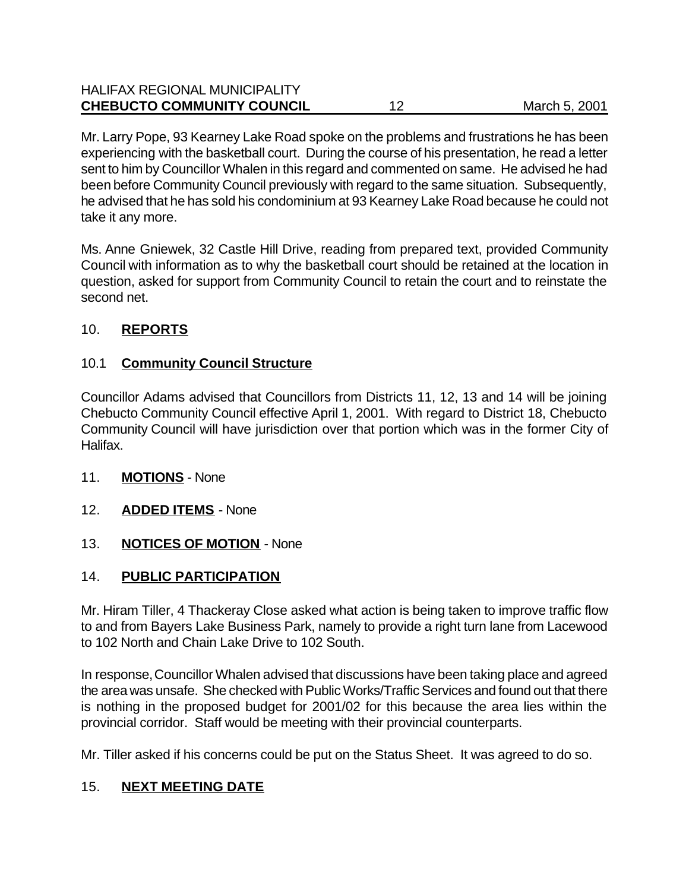Mr. Larry Pope, 93 Kearney Lake Road spoke on the problems and frustrations he has been experiencing with the basketball court. During the course of his presentation, he read a letter sent to him by Councillor Whalen in this regard and commented on same. He advised he had been before Community Council previously with regard to the same situation. Subsequently, he advised that he has sold his condominium at 93 Kearney Lake Road because he could not take it any more.

Ms. Anne Gniewek, 32 Castle Hill Drive, reading from prepared text, provided Community Council with information as to why the basketball court should be retained at the location in question, asked for support from Community Council to retain the court and to reinstate the second net.

## 10. **REPORTS**

### 10.1 **Community Council Structure**

Councillor Adams advised that Councillors from Districts 11, 12, 13 and 14 will be joining Chebucto Community Council effective April 1, 2001. With regard to District 18, Chebucto Community Council will have jurisdiction over that portion which was in the former City of Halifax.

## 11. **MOTIONS** - None

## 12. **ADDED ITEMS** - None

## 13. **NOTICES OF MOTION** - None

## 14. **PUBLIC PARTICIPATION**

Mr. Hiram Tiller, 4 Thackeray Close asked what action is being taken to improve traffic flow to and from Bayers Lake Business Park, namely to provide a right turn lane from Lacewood to 102 North and Chain Lake Drive to 102 South.

In response, Councillor Whalen advised that discussions have been taking place and agreed the area was unsafe. She checked with Public Works/Traffic Services and found out that there is nothing in the proposed budget for 2001/02 for this because the area lies within the provincial corridor. Staff would be meeting with their provincial counterparts.

Mr. Tiller asked if his concerns could be put on the Status Sheet. It was agreed to do so.

## 15. **NEXT MEETING DATE**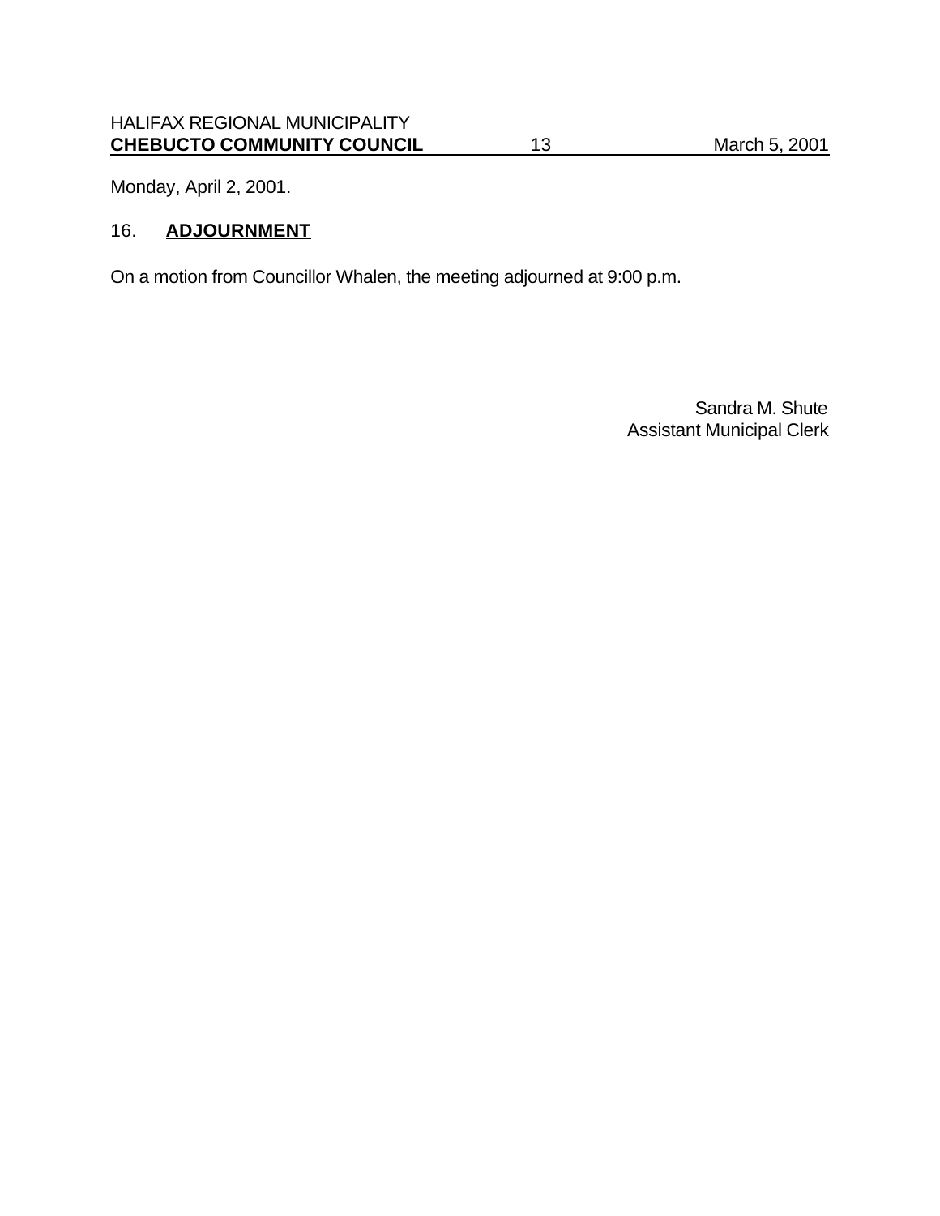Monday, April 2, 2001.

## 16. **ADJOURNMENT**

On a motion from Councillor Whalen, the meeting adjourned at 9:00 p.m.

Sandra M. Shute
Assistant Municipal Clerk